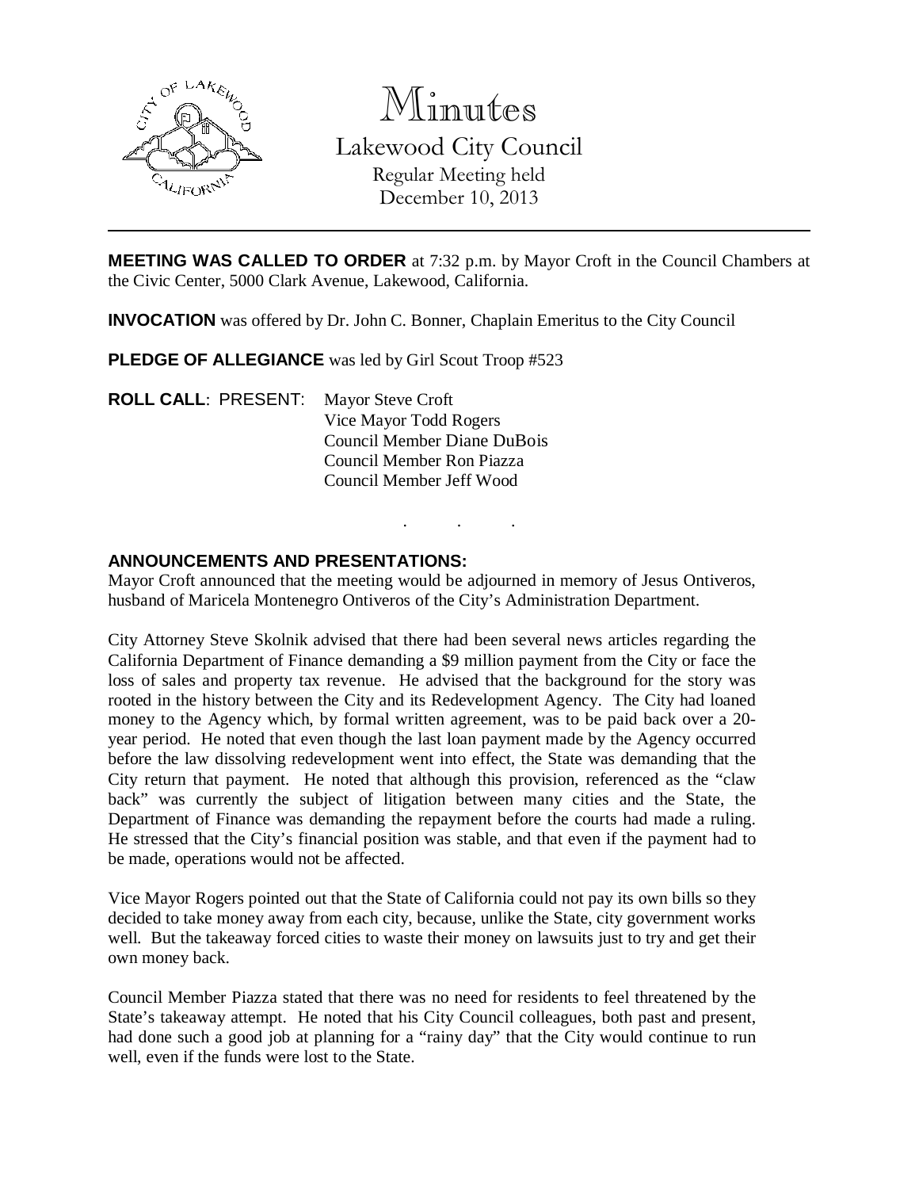# Minutes

Lakewood City Council
Regular Meeting held
December 10, 2013

---

**MEETING WAS CALLED TO ORDER** at 7:32 p.m. by Mayor Croft in the Council Chambers at the Civic Center, 5000 Clark Avenue, Lakewood, California.

**INVOCATION** was offered by Dr. John C. Bonner, Chaplain Emeritus to the City Council

**PLEDGE OF ALLEGIANCE** was led by Girl Scout Troop #523

**ROLL CALL**: PRESENT: Mayor Steve Croft
Vice Mayor Todd Rogers
Council Member Diane DuBois
Council Member Ron Piazza
Council Member Jeff Wood

. . .

**ANNOUNCEMENTS AND PRESENTATIONS:**

Mayor Croft announced that the meeting would be adjourned in memory of Jesus Ontiveros, husband of Maricela Montenegro Ontiveros of the City's Administration Department.

City Attorney Steve Skolnik advised that there had been several news articles regarding the California Department of Finance demanding a $9 million payment from the City or face the loss of sales and property tax revenue. He advised that the background for the story was rooted in the history between the City and its Redevelopment Agency. The City had loaned money to the Agency which, by formal written agreement, was to be paid back over a 20-year period. He noted that even though the last loan payment made by the Agency occurred before the law dissolving redevelopment went into effect, the State was demanding that the City return that payment. He noted that although this provision, referenced as the "claw back" was currently the subject of litigation between many cities and the State, the Department of Finance was demanding the repayment before the courts had made a ruling. He stressed that the City's financial position was stable, and that even if the payment had to be made, operations would not be affected.

Vice Mayor Rogers pointed out that the State of California could not pay its own bills so they decided to take money away from each city, because, unlike the State, city government works well. But the takeaway forced cities to waste their money on lawsuits just to try and get their own money back.

Council Member Piazza stated that there was no need for residents to feel threatened by the State's takeaway attempt. He noted that his City Council colleagues, both past and present, had done such a good job at planning for a "rainy day" that the City would continue to run well, even if the funds were lost to the State.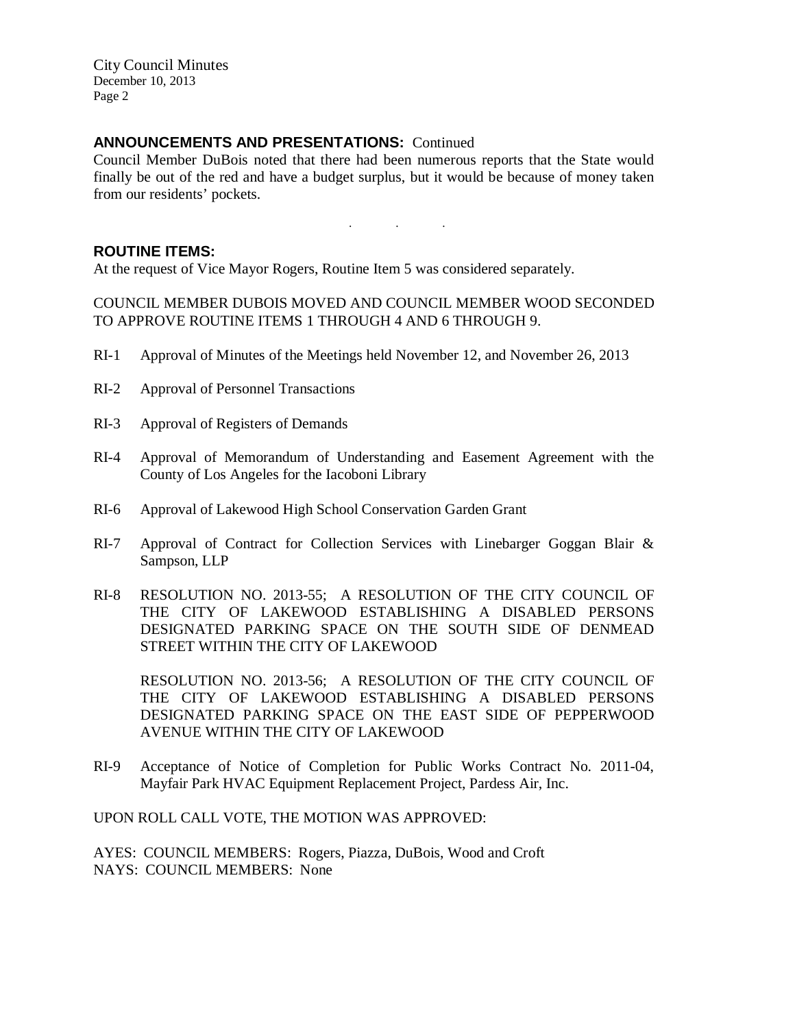**ANNOUNCEMENTS AND PRESENTATIONS:** Continued

Council Member DuBois noted that there had been numerous reports that the State would finally be out of the red and have a budget surplus, but it would be because of money taken from our residents' pockets.

. . .

**ROUTINE ITEMS:**

At the request of Vice Mayor Rogers, Routine Item 5 was considered separately.

COUNCIL MEMBER DUBOIS MOVED AND COUNCIL MEMBER WOOD SECONDED TO APPROVE ROUTINE ITEMS 1 THROUGH 4 AND 6 THROUGH 9.

RI-1 Approval of Minutes of the Meetings held November 12, and November 26, 2013

RI-2 Approval of Personnel Transactions

RI-3 Approval of Registers of Demands

RI-4 Approval of Memorandum of Understanding and Easement Agreement with the County of Los Angeles for the Iacoboni Library

RI-6 Approval of Lakewood High School Conservation Garden Grant

RI-7 Approval of Contract for Collection Services with Linebarger Goggan Blair & Sampson, LLP

RI-8 RESOLUTION NO. 2013-55; A RESOLUTION OF THE CITY COUNCIL OF THE CITY OF LAKEWOOD ESTABLISHING A DISABLED PERSONS DESIGNATED PARKING SPACE ON THE SOUTH SIDE OF DENMEAD STREET WITHIN THE CITY OF LAKEWOOD

RESOLUTION NO. 2013-56; A RESOLUTION OF THE CITY COUNCIL OF THE CITY OF LAKEWOOD ESTABLISHING A DISABLED PERSONS DESIGNATED PARKING SPACE ON THE EAST SIDE OF PEPPERWOOD AVENUE WITHIN THE CITY OF LAKEWOOD

RI-9 Acceptance of Notice of Completion for Public Works Contract No. 2011-04, Mayfair Park HVAC Equipment Replacement Project, Pardess Air, Inc.

UPON ROLL CALL VOTE, THE MOTION WAS APPROVED:

AYES: COUNCIL MEMBERS: Rogers, Piazza, DuBois, Wood and Croft
NAYS: COUNCIL MEMBERS: None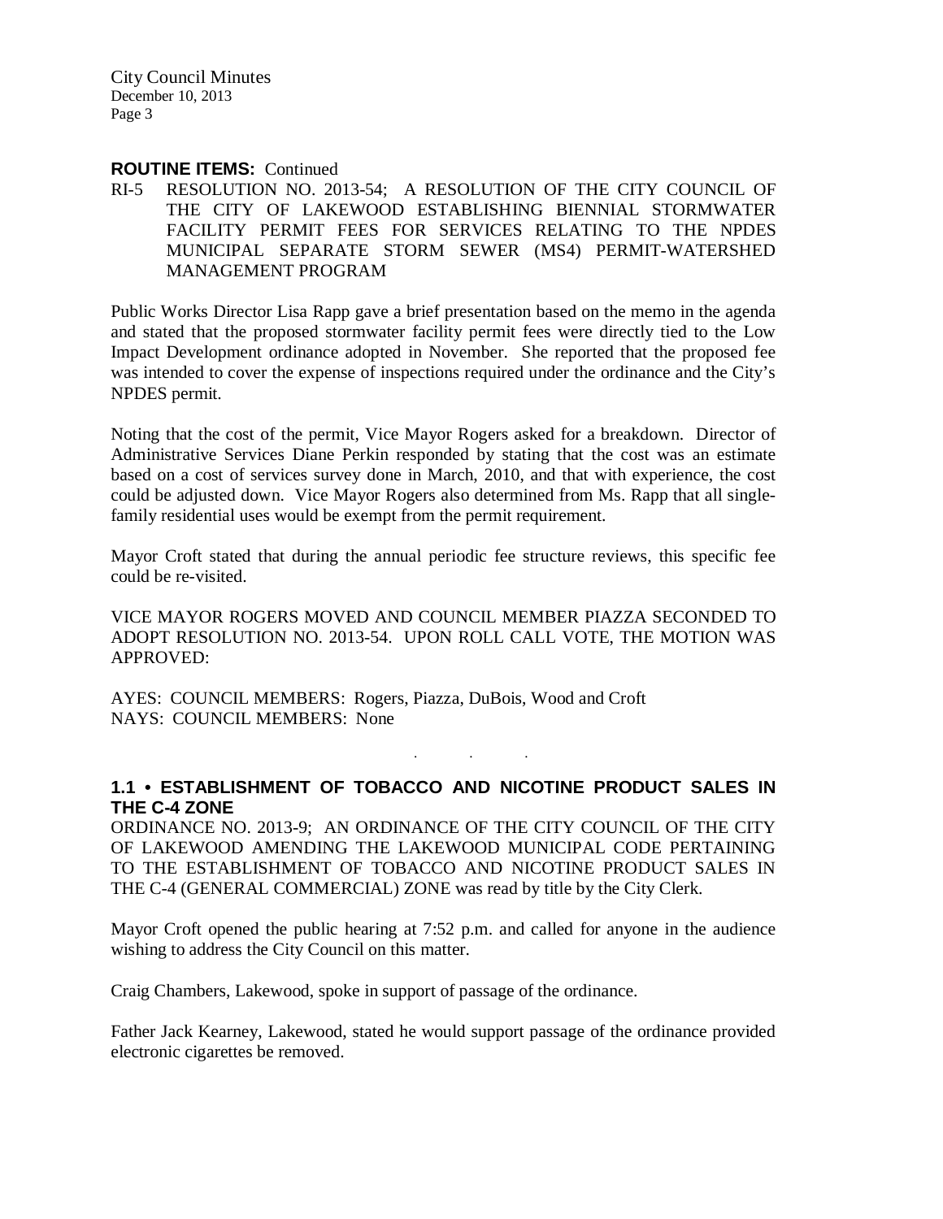**ROUTINE ITEMS:** Continued

RI-5 RESOLUTION NO. 2013-54; A RESOLUTION OF THE CITY COUNCIL OF THE CITY OF LAKEWOOD ESTABLISHING BIENNIAL STORMWATER FACILITY PERMIT FEES FOR SERVICES RELATING TO THE NPDES MUNICIPAL SEPARATE STORM SEWER (MS4) PERMIT-WATERSHED MANAGEMENT PROGRAM

Public Works Director Lisa Rapp gave a brief presentation based on the memo in the agenda and stated that the proposed stormwater facility permit fees were directly tied to the Low Impact Development ordinance adopted in November. She reported that the proposed fee was intended to cover the expense of inspections required under the ordinance and the City's NPDES permit.

Noting that the cost of the permit, Vice Mayor Rogers asked for a breakdown. Director of Administrative Services Diane Perkin responded by stating that the cost was an estimate based on a cost of services survey done in March, 2010, and that with experience, the cost could be adjusted down. Vice Mayor Rogers also determined from Ms. Rapp that all single-family residential uses would be exempt from the permit requirement.

Mayor Croft stated that during the annual periodic fee structure reviews, this specific fee could be re-visited.

VICE MAYOR ROGERS MOVED AND COUNCIL MEMBER PIAZZA SECONDED TO ADOPT RESOLUTION NO. 2013-54. UPON ROLL CALL VOTE, THE MOTION WAS APPROVED:

AYES: COUNCIL MEMBERS: Rogers, Piazza, DuBois, Wood and Croft
NAYS: COUNCIL MEMBERS: None

. . .

## 1.1 • ESTABLISHMENT OF TOBACCO AND NICOTINE PRODUCT SALES IN THE C-4 ZONE

ORDINANCE NO. 2013-9; AN ORDINANCE OF THE CITY COUNCIL OF THE CITY OF LAKEWOOD AMENDING THE LAKEWOOD MUNICIPAL CODE PERTAINING TO THE ESTABLISHMENT OF TOBACCO AND NICOTINE PRODUCT SALES IN THE C-4 (GENERAL COMMERCIAL) ZONE was read by title by the City Clerk.

Mayor Croft opened the public hearing at 7:52 p.m. and called for anyone in the audience wishing to address the City Council on this matter.

Craig Chambers, Lakewood, spoke in support of passage of the ordinance.

Father Jack Kearney, Lakewood, stated he would support passage of the ordinance provided electronic cigarettes be removed.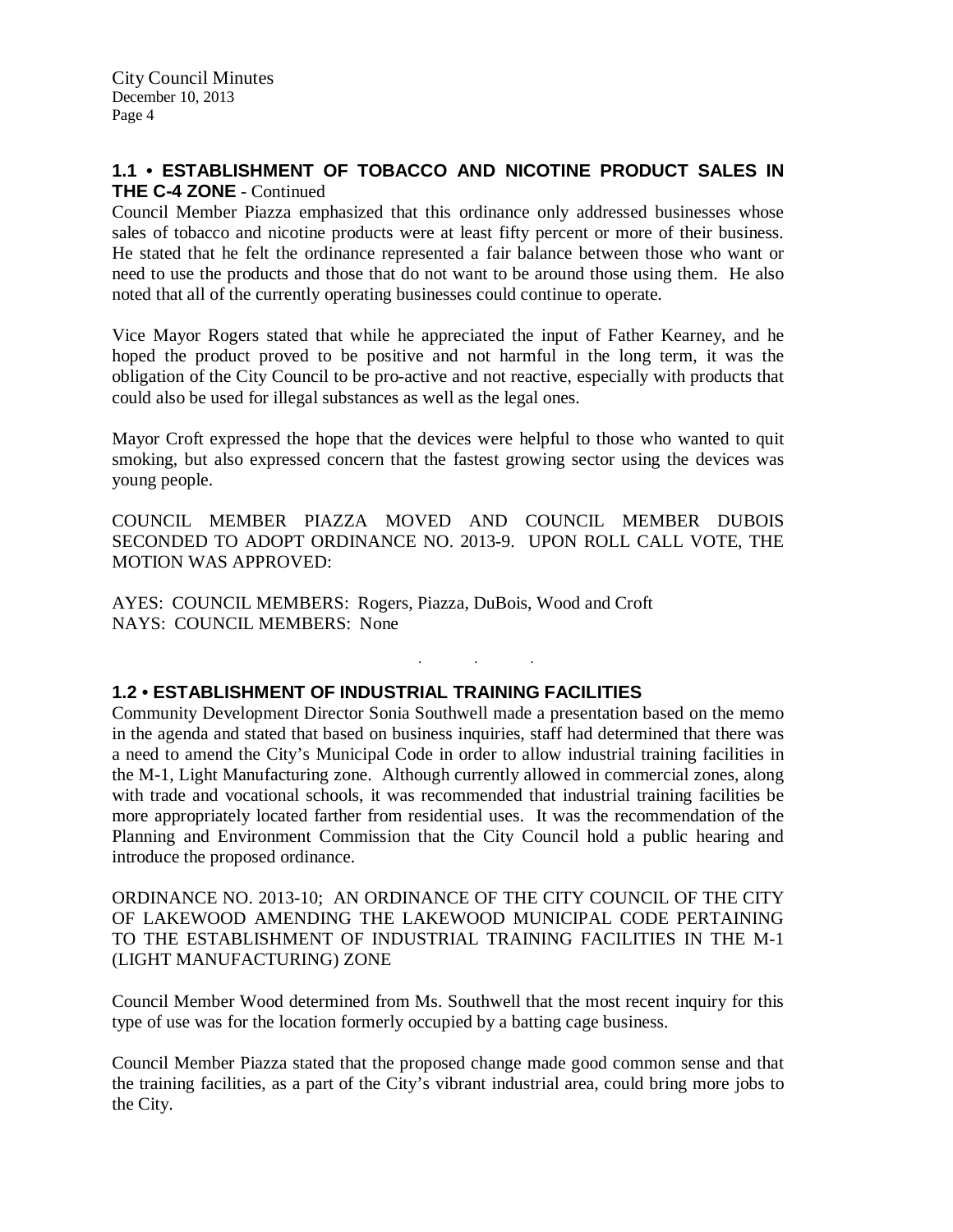## 1.1 • ESTABLISHMENT OF TOBACCO AND NICOTINE PRODUCT SALES IN THE C-4 ZONE - Continued

Council Member Piazza emphasized that this ordinance only addressed businesses whose sales of tobacco and nicotine products were at least fifty percent or more of their business. He stated that he felt the ordinance represented a fair balance between those who want or need to use the products and those that do not want to be around those using them. He also noted that all of the currently operating businesses could continue to operate.

Vice Mayor Rogers stated that while he appreciated the input of Father Kearney, and he hoped the product proved to be positive and not harmful in the long term, it was the obligation of the City Council to be pro-active and not reactive, especially with products that could also be used for illegal substances as well as the legal ones.

Mayor Croft expressed the hope that the devices were helpful to those who wanted to quit smoking, but also expressed concern that the fastest growing sector using the devices was young people.

COUNCIL MEMBER PIAZZA MOVED AND COUNCIL MEMBER DUBOIS SECONDED TO ADOPT ORDINANCE NO. 2013-9. UPON ROLL CALL VOTE, THE MOTION WAS APPROVED:

AYES: COUNCIL MEMBERS: Rogers, Piazza, DuBois, Wood and Croft
NAYS: COUNCIL MEMBERS: None

. . .

## 1.2 • ESTABLISHMENT OF INDUSTRIAL TRAINING FACILITIES

Community Development Director Sonia Southwell made a presentation based on the memo in the agenda and stated that based on business inquiries, staff had determined that there was a need to amend the City's Municipal Code in order to allow industrial training facilities in the M-1, Light Manufacturing zone. Although currently allowed in commercial zones, along with trade and vocational schools, it was recommended that industrial training facilities be more appropriately located farther from residential uses. It was the recommendation of the Planning and Environment Commission that the City Council hold a public hearing and introduce the proposed ordinance.

ORDINANCE NO. 2013-10; AN ORDINANCE OF THE CITY COUNCIL OF THE CITY OF LAKEWOOD AMENDING THE LAKEWOOD MUNICIPAL CODE PERTAINING TO THE ESTABLISHMENT OF INDUSTRIAL TRAINING FACILITIES IN THE M-1 (LIGHT MANUFACTURING) ZONE

Council Member Wood determined from Ms. Southwell that the most recent inquiry for this type of use was for the location formerly occupied by a batting cage business.

Council Member Piazza stated that the proposed change made good common sense and that the training facilities, as a part of the City's vibrant industrial area, could bring more jobs to the City.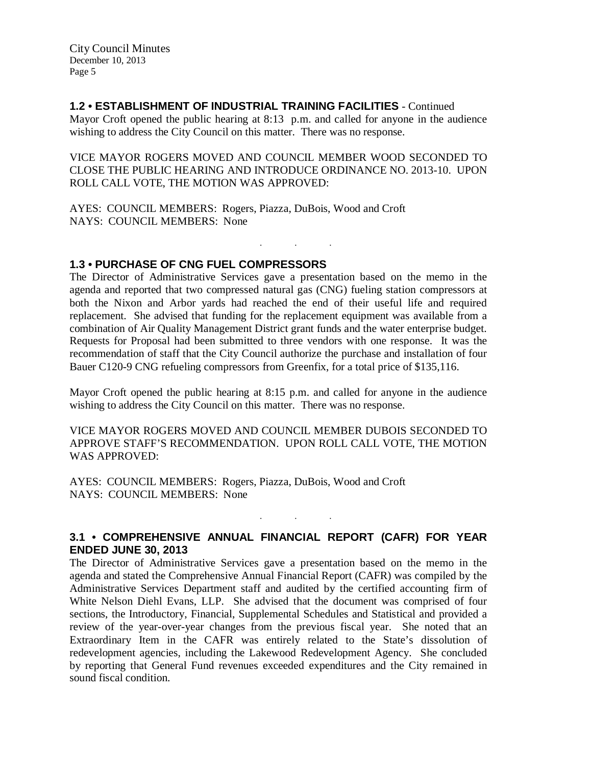**1.2 • ESTABLISHMENT OF INDUSTRIAL TRAINING FACILITIES** - Continued

Mayor Croft opened the public hearing at 8:13 p.m. and called for anyone in the audience wishing to address the City Council on this matter. There was no response.

VICE MAYOR ROGERS MOVED AND COUNCIL MEMBER WOOD SECONDED TO CLOSE THE PUBLIC HEARING AND INTRODUCE ORDINANCE NO. 2013-10. UPON ROLL CALL VOTE, THE MOTION WAS APPROVED:

AYES: COUNCIL MEMBERS: Rogers, Piazza, DuBois, Wood and Croft
NAYS: COUNCIL MEMBERS: None

. . .

**1.3 • PURCHASE OF CNG FUEL COMPRESSORS**

The Director of Administrative Services gave a presentation based on the memo in the agenda and reported that two compressed natural gas (CNG) fueling station compressors at both the Nixon and Arbor yards had reached the end of their useful life and required replacement. She advised that funding for the replacement equipment was available from a combination of Air Quality Management District grant funds and the water enterprise budget. Requests for Proposal had been submitted to three vendors with one response. It was the recommendation of staff that the City Council authorize the purchase and installation of four Bauer C120-9 CNG refueling compressors from Greenfix, for a total price of $135,116.

Mayor Croft opened the public hearing at 8:15 p.m. and called for anyone in the audience wishing to address the City Council on this matter. There was no response.

VICE MAYOR ROGERS MOVED AND COUNCIL MEMBER DUBOIS SECONDED TO APPROVE STAFF'S RECOMMENDATION. UPON ROLL CALL VOTE, THE MOTION WAS APPROVED:

AYES: COUNCIL MEMBERS: Rogers, Piazza, DuBois, Wood and Croft
NAYS: COUNCIL MEMBERS: None

. . .

**3.1 • COMPREHENSIVE ANNUAL FINANCIAL REPORT (CAFR) FOR YEAR ENDED JUNE 30, 2013**

The Director of Administrative Services gave a presentation based on the memo in the agenda and stated the Comprehensive Annual Financial Report (CAFR) was compiled by the Administrative Services Department staff and audited by the certified accounting firm of White Nelson Diehl Evans, LLP. She advised that the document was comprised of four sections, the Introductory, Financial, Supplemental Schedules and Statistical and provided a review of the year-over-year changes from the previous fiscal year. She noted that an Extraordinary Item in the CAFR was entirely related to the State's dissolution of redevelopment agencies, including the Lakewood Redevelopment Agency. She concluded by reporting that General Fund revenues exceeded expenditures and the City remained in sound fiscal condition.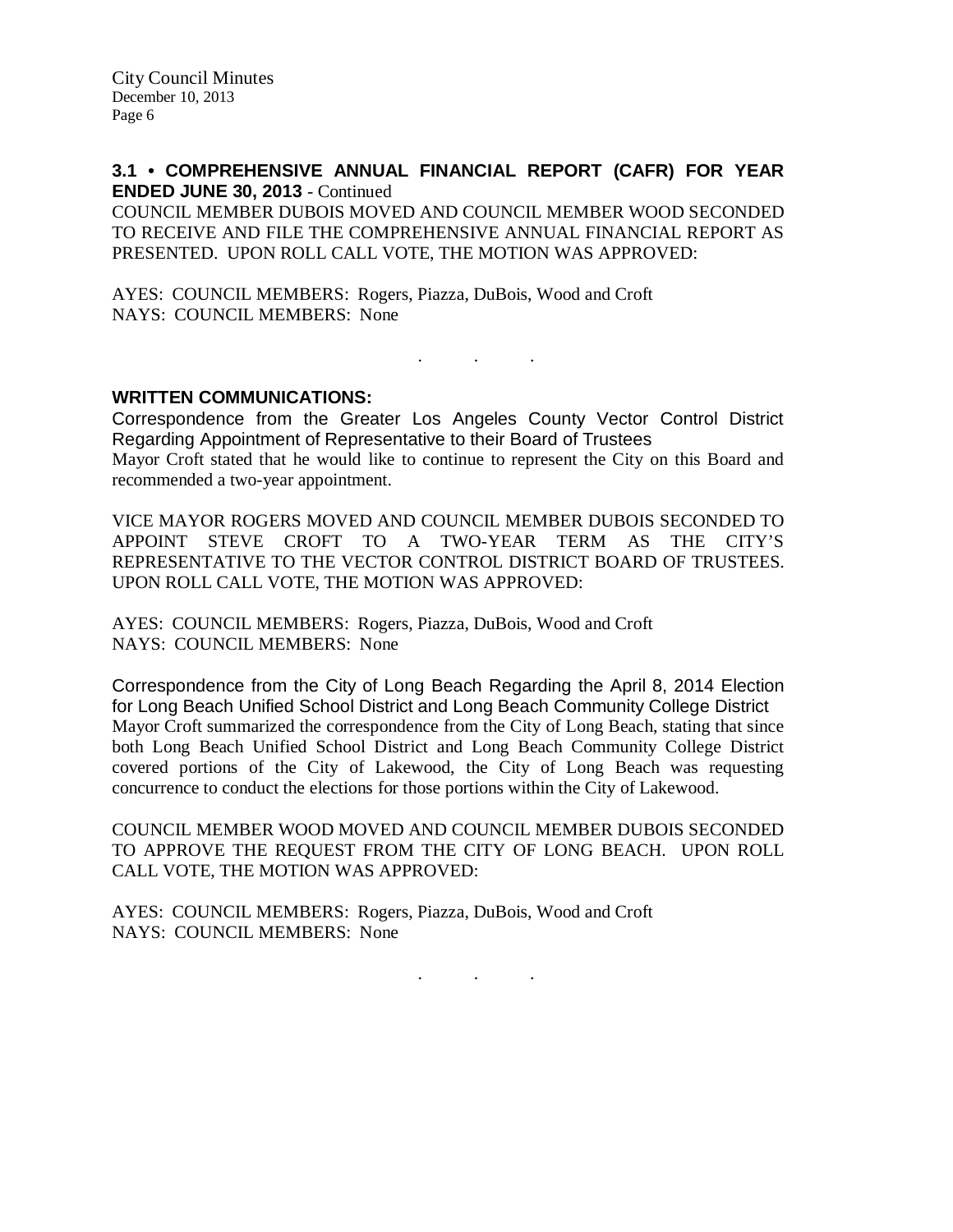**3.1 • COMPREHENSIVE ANNUAL FINANCIAL REPORT (CAFR) FOR YEAR ENDED JUNE 30, 2013** - Continued

COUNCIL MEMBER DUBOIS MOVED AND COUNCIL MEMBER WOOD SECONDED TO RECEIVE AND FILE THE COMPREHENSIVE ANNUAL FINANCIAL REPORT AS PRESENTED. UPON ROLL CALL VOTE, THE MOTION WAS APPROVED:

AYES: COUNCIL MEMBERS: Rogers, Piazza, DuBois, Wood and Croft
NAYS: COUNCIL MEMBERS: None

. . .

**WRITTEN COMMUNICATIONS:**

Correspondence from the Greater Los Angeles County Vector Control District Regarding Appointment of Representative to their Board of Trustees

Mayor Croft stated that he would like to continue to represent the City on this Board and recommended a two-year appointment.

VICE MAYOR ROGERS MOVED AND COUNCIL MEMBER DUBOIS SECONDED TO APPOINT STEVE CROFT TO A TWO-YEAR TERM AS THE CITY'S REPRESENTATIVE TO THE VECTOR CONTROL DISTRICT BOARD OF TRUSTEES. UPON ROLL CALL VOTE, THE MOTION WAS APPROVED:

AYES: COUNCIL MEMBERS: Rogers, Piazza, DuBois, Wood and Croft
NAYS: COUNCIL MEMBERS: None

Correspondence from the City of Long Beach Regarding the April 8, 2014 Election for Long Beach Unified School District and Long Beach Community College District

Mayor Croft summarized the correspondence from the City of Long Beach, stating that since both Long Beach Unified School District and Long Beach Community College District covered portions of the City of Lakewood, the City of Long Beach was requesting concurrence to conduct the elections for those portions within the City of Lakewood.

COUNCIL MEMBER WOOD MOVED AND COUNCIL MEMBER DUBOIS SECONDED TO APPROVE THE REQUEST FROM THE CITY OF LONG BEACH. UPON ROLL CALL VOTE, THE MOTION WAS APPROVED:

AYES: COUNCIL MEMBERS: Rogers, Piazza, DuBois, Wood and Croft
NAYS: COUNCIL MEMBERS: None

. . .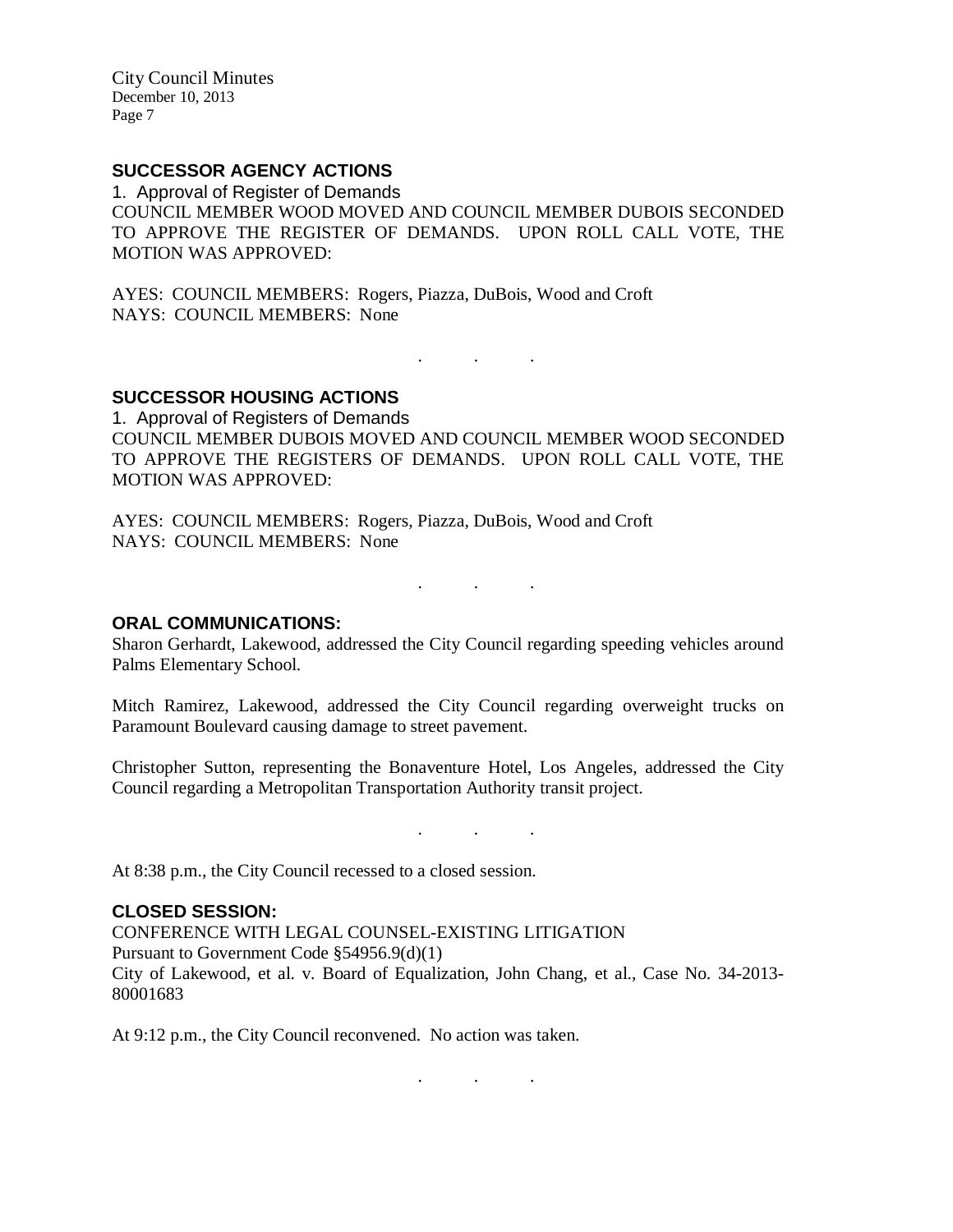## SUCCESSOR AGENCY ACTIONS

1. Approval of Register of Demands

COUNCIL MEMBER WOOD MOVED AND COUNCIL MEMBER DUBOIS SECONDED TO APPROVE THE REGISTER OF DEMANDS. UPON ROLL CALL VOTE, THE MOTION WAS APPROVED:

AYES: COUNCIL MEMBERS: Rogers, Piazza, DuBois, Wood and Croft
NAYS: COUNCIL MEMBERS: None

. . .

## SUCCESSOR HOUSING ACTIONS

1. Approval of Registers of Demands

COUNCIL MEMBER DUBOIS MOVED AND COUNCIL MEMBER WOOD SECONDED TO APPROVE THE REGISTERS OF DEMANDS. UPON ROLL CALL VOTE, THE MOTION WAS APPROVED:

AYES: COUNCIL MEMBERS: Rogers, Piazza, DuBois, Wood and Croft
NAYS: COUNCIL MEMBERS: None

. . .

## ORAL COMMUNICATIONS:

Sharon Gerhardt, Lakewood, addressed the City Council regarding speeding vehicles around Palms Elementary School.

Mitch Ramirez, Lakewood, addressed the City Council regarding overweight trucks on Paramount Boulevard causing damage to street pavement.

Christopher Sutton, representing the Bonaventure Hotel, Los Angeles, addressed the City Council regarding a Metropolitan Transportation Authority transit project.

. . .

At 8:38 p.m., the City Council recessed to a closed session.

## CLOSED SESSION:

CONFERENCE WITH LEGAL COUNSEL-EXISTING LITIGATION
Pursuant to Government Code §54956.9(d)(1)
City of Lakewood, et al. v. Board of Equalization, John Chang, et al., Case No. 34-2013-80001683

At 9:12 p.m., the City Council reconvened. No action was taken.

. . .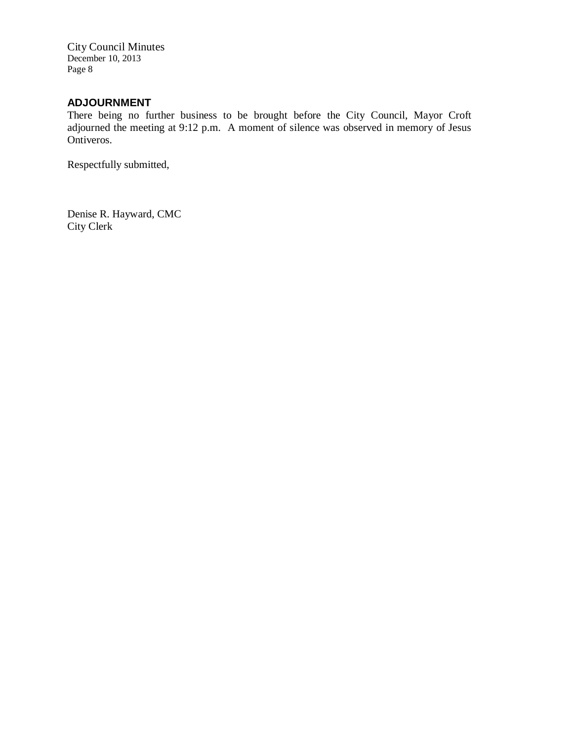## ADJOURNMENT

There being no further business to be brought before the City Council, Mayor Croft adjourned the meeting at 9:12 p.m. A moment of silence was observed in memory of Jesus Ontiveros.

Respectfully submitted,

Denise R. Hayward, CMC
City Clerk